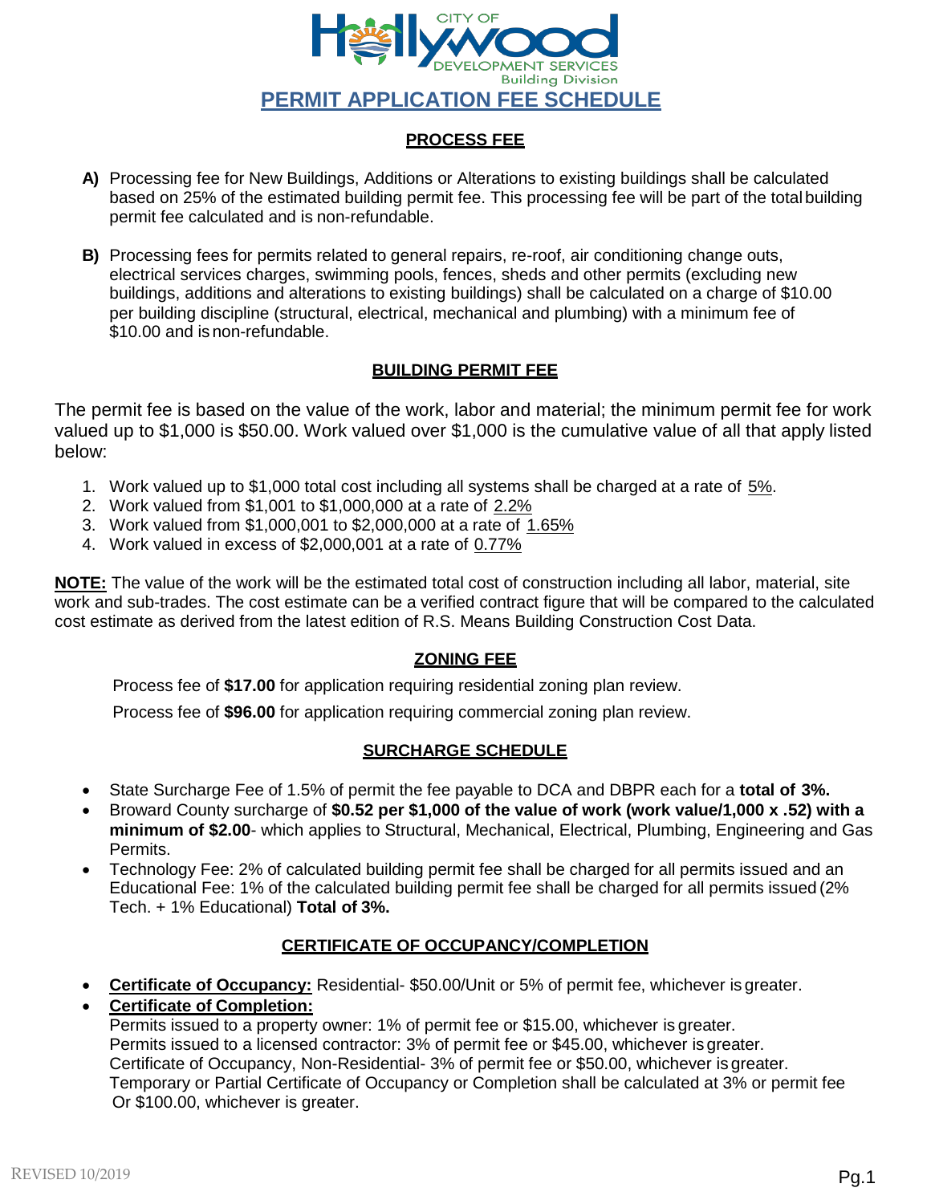CITY OF Hollywood DEVELOPMENT SERVICES Building Division

# PERMIT APPLICATION FEE SCHEDULE

## PROCESS FEE

**A)** Processing fee for New Buildings, Additions or Alterations to existing buildings shall be calculated based on 25% of the estimated building permit fee. This processing fee will be part of the total building permit fee calculated and is non-refundable.

**B)** Processing fees for permits related to general repairs, re-roof, air conditioning change outs, electrical services charges, swimming pools, fences, sheds and other permits (excluding new buildings, additions and alterations to existing buildings) shall be calculated on a charge of $10.00 per building discipline (structural, electrical, mechanical and plumbing) with a minimum fee of $10.00 and is non-refundable.

## BUILDING PERMIT FEE

The permit fee is based on the value of the work, labor and material; the minimum permit fee for work valued up to $1,000 is $50.00. Work valued over $1,000 is the cumulative value of all that apply listed below:

1. Work valued up to $1,000 total cost including all systems shall be charged at a rate of 5%.
2. Work valued from $1,001 to $1,000,000 at a rate of 2.2%
3. Work valued from $1,000,001 to $2,000,000 at a rate of 1.65%
4. Work valued in excess of $2,000,001 at a rate of 0.77%

**NOTE:** The value of the work will be the estimated total cost of construction including all labor, material, site work and sub-trades. The cost estimate can be a verified contract figure that will be compared to the calculated cost estimate as derived from the latest edition of R.S. Means Building Construction Cost Data.

## ZONING FEE

Process fee of **$17.00** for application requiring residential zoning plan review.

Process fee of **$96.00** for application requiring commercial zoning plan review.

## SURCHARGE SCHEDULE

- State Surcharge Fee of 1.5% of permit the fee payable to DCA and DBPR each for a **total of 3%.**
- Broward County surcharge of **$0.52 per $1,000 of the value of work (work value/1,000 x .52) with a minimum of $2.00**- which applies to Structural, Mechanical, Electrical, Plumbing, Engineering and Gas Permits.
- Technology Fee: 2% of calculated building permit fee shall be charged for all permits issued and an Educational Fee: 1% of the calculated building permit fee shall be charged for all permits issued (2% Tech. + 1% Educational) **Total of 3%.**

## CERTIFICATE OF OCCUPANCY/COMPLETION

- **Certificate of Occupancy:** Residential- $50.00/Unit or 5% of permit fee, whichever is greater.
- **Certificate of Completion:**
  Permits issued to a property owner: 1% of permit fee or $15.00, whichever is greater.
  Permits issued to a licensed contractor: 3% of permit fee or $45.00, whichever is greater.
  Certificate of Occupancy, Non-Residential- 3% of permit fee or $50.00, whichever is greater.
  Temporary or Partial Certificate of Occupancy or Completion shall be calculated at 3% or permit fee Or $100.00, whichever is greater.

REVISED 10/2019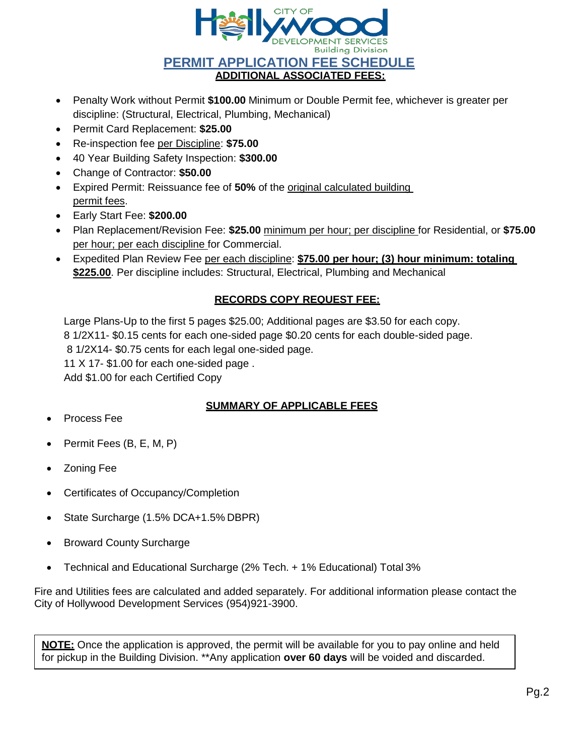CITY OF Hollywood DEVELOPMENT SERVICES Building Division

# PERMIT APPLICATION FEE SCHEDULE

## ADDITIONAL ASSOCIATED FEES:

- Penalty Work without Permit **$100.00** Minimum or Double Permit fee, whichever is greater per discipline: (Structural, Electrical, Plumbing, Mechanical)
- Permit Card Replacement: **$25.00**
- Re-inspection fee per Discipline: **$75.00**
- 40 Year Building Safety Inspection: **$300.00**
- Change of Contractor: **$50.00**
- Expired Permit: Reissuance fee of **50%** of the original calculated building permit fees.
- Early Start Fee: **$200.00**
- Plan Replacement/Revision Fee: **$25.00** minimum per hour; per discipline for Residential, or **$75.00** per hour; per each discipline for Commercial.
- Expedited Plan Review Fee per each discipline: **$75.00 per hour; (3) hour minimum: totaling $225.00**. Per discipline includes: Structural, Electrical, Plumbing and Mechanical

## RECORDS COPY REQUEST FEE:

Large Plans-Up to the first 5 pages $25.00; Additional pages are $3.50 for each copy.
8 1/2X11- $0.15 cents for each one-sided page $0.20 cents for each double-sided page.
8 1/2X14- $0.75 cents for each legal one-sided page.
11 X 17- $1.00 for each one-sided page .
Add $1.00 for each Certified Copy

## SUMMARY OF APPLICABLE FEES

- Process Fee
- Permit Fees (B, E, M, P)
- Zoning Fee
- Certificates of Occupancy/Completion
- State Surcharge (1.5% DCA+1.5% DBPR)
- Broward County Surcharge
- Technical and Educational Surcharge (2% Tech. + 1% Educational) Total 3%

Fire and Utilities fees are calculated and added separately. For additional information please contact the City of Hollywood Development Services (954)921-3900.

**NOTE:** Once the application is approved, the permit will be available for you to pay online and held for pickup in the Building Division. **Any application **over 60 days** will be voided and discarded.